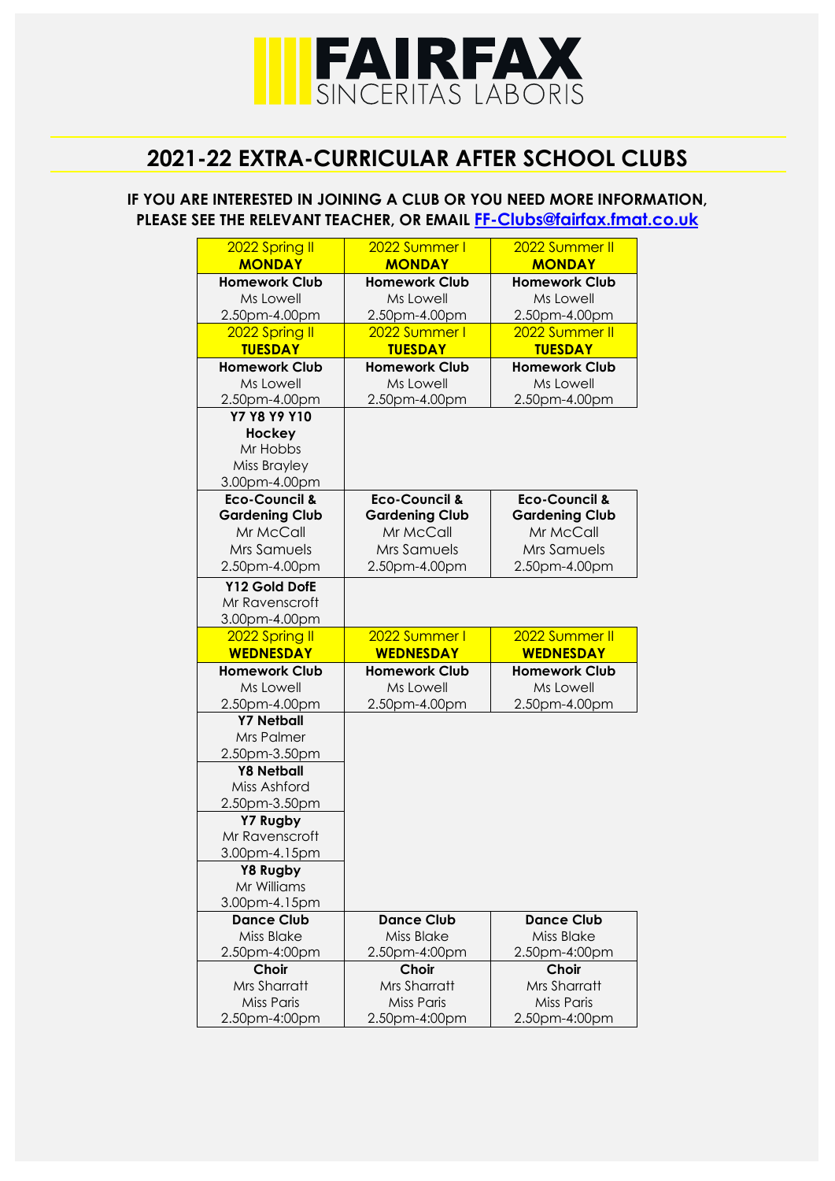# FAIRFAX

SINCERITAS LABORIS

## 2021-22 EXTRA-CURRICULAR AFTER SCHOOL CLUBS

**IF YOU ARE INTERESTED IN JOINING A CLUB OR YOU NEED MORE INFORMATION, PLEASE SEE THE RELEVANT TEACHER, OR EMAIL [FF-Clubs@fairfax.fmat.co.uk](mailto:FF-Clubs@fairfax.fmat.co.uk)**

| 2022 Spring II **MONDAY** | 2022 Summer I **MONDAY** | 2022 Summer II **MONDAY** |
|---|---|---|
| **Homework Club** Ms Lowell 2.50pm-4.00pm | **Homework Club** Ms Lowell 2.50pm-4.00pm | **Homework Club** Ms Lowell 2.50pm-4.00pm |
| 2022 Spring II **TUESDAY** | 2022 Summer I **TUESDAY** | 2022 Summer II **TUESDAY** |
| **Homework Club** Ms Lowell 2.50pm-4.00pm | **Homework Club** Ms Lowell 2.50pm-4.00pm | **Homework Club** Ms Lowell 2.50pm-4.00pm |
| **Y7 Y8 Y9 Y10 Hockey** Mr Hobbs Miss Brayley 3.00pm-4.00pm | | |
| **Eco-Council & Gardening Club** Mr McCall Mrs Samuels 2.50pm-4.00pm | **Eco-Council & Gardening Club** Mr McCall Mrs Samuels 2.50pm-4.00pm | **Eco-Council & Gardening Club** Mr McCall Mrs Samuels 2.50pm-4.00pm |
| **Y12 Gold DofE** Mr Ravenscroft 3.00pm-4.00pm | | |
| 2022 Spring II **WEDNESDAY** | 2022 Summer I **WEDNESDAY** | 2022 Summer II **WEDNESDAY** |
| **Homework Club** Ms Lowell 2.50pm-4.00pm | **Homework Club** Ms Lowell 2.50pm-4.00pm | **Homework Club** Ms Lowell 2.50pm-4.00pm |
| **Y7 Netball** Mrs Palmer 2.50pm-3.50pm | | |
| **Y8 Netball** Miss Ashford 2.50pm-3.50pm | | |
| **Y7 Rugby** Mr Ravenscroft 3.00pm-4.15pm | | |
| **Y8 Rugby** Mr Williams 3.00pm-4.15pm | | |
| **Dance Club** Miss Blake 2.50pm-4:00pm | **Dance Club** Miss Blake 2.50pm-4:00pm | **Dance Club** Miss Blake 2.50pm-4:00pm |
| **Choir** Mrs Sharratt Miss Paris 2.50pm-4:00pm | **Choir** Mrs Sharratt Miss Paris 2.50pm-4:00pm | **Choir** Mrs Sharratt Miss Paris 2.50pm-4:00pm |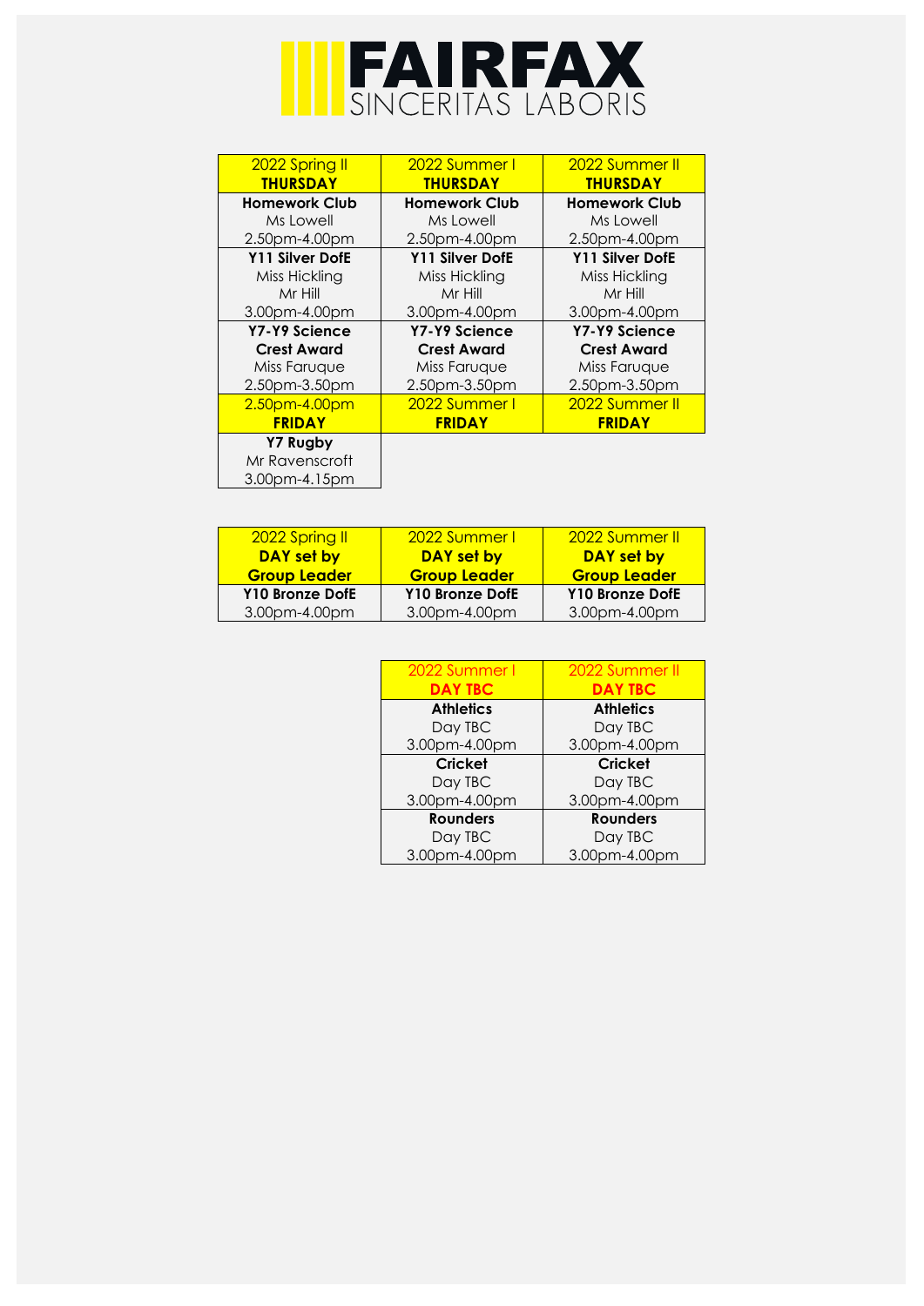# FAIRFAX

SINCERITAS LABORIS

| 2022 Spring II **THURSDAY** | 2022 Summer I **THURSDAY** | 2022 Summer II **THURSDAY** |
|---|---|---|
| **Homework Club** Ms Lowell 2.50pm-4.00pm | **Homework Club** Ms Lowell 2.50pm-4.00pm | **Homework Club** Ms Lowell 2.50pm-4.00pm |
| **Y11 Silver DofE** Miss Hickling Mr Hill 3.00pm-4.00pm | **Y11 Silver DofE** Miss Hickling Mr Hill 3.00pm-4.00pm | **Y11 Silver DofE** Miss Hickling Mr Hill 3.00pm-4.00pm |
| **Y7-Y9 Science Crest Award** Miss Faruque 2.50pm-3.50pm | **Y7-Y9 Science Crest Award** Miss Faruque 2.50pm-3.50pm | **Y7-Y9 Science Crest Award** Miss Faruque 2.50pm-3.50pm |
| 2.50pm-4.00pm **FRIDAY** | 2022 Summer I **FRIDAY** | 2022 Summer II **FRIDAY** |
| **Y7 Rugby** Mr Ravenscroft 3.00pm-4.15pm | | |

| 2022 Spring II **DAY set by Group Leader** | 2022 Summer I **DAY set by Group Leader** | 2022 Summer II **DAY set by Group Leader** |
|---|---|---|
| **Y10 Bronze DofE** 3.00pm-4.00pm | **Y10 Bronze DofE** 3.00pm-4.00pm | **Y10 Bronze DofE** 3.00pm-4.00pm |

| 2022 Summer I **DAY TBC** | 2022 Summer II **DAY TBC** |
|---|---|
| **Athletics** Day TBC 3.00pm-4.00pm | **Athletics** Day TBC 3.00pm-4.00pm |
| **Cricket** Day TBC 3.00pm-4.00pm | **Cricket** Day TBC 3.00pm-4.00pm |
| **Rounders** Day TBC 3.00pm-4.00pm | **Rounders** Day TBC 3.00pm-4.00pm |